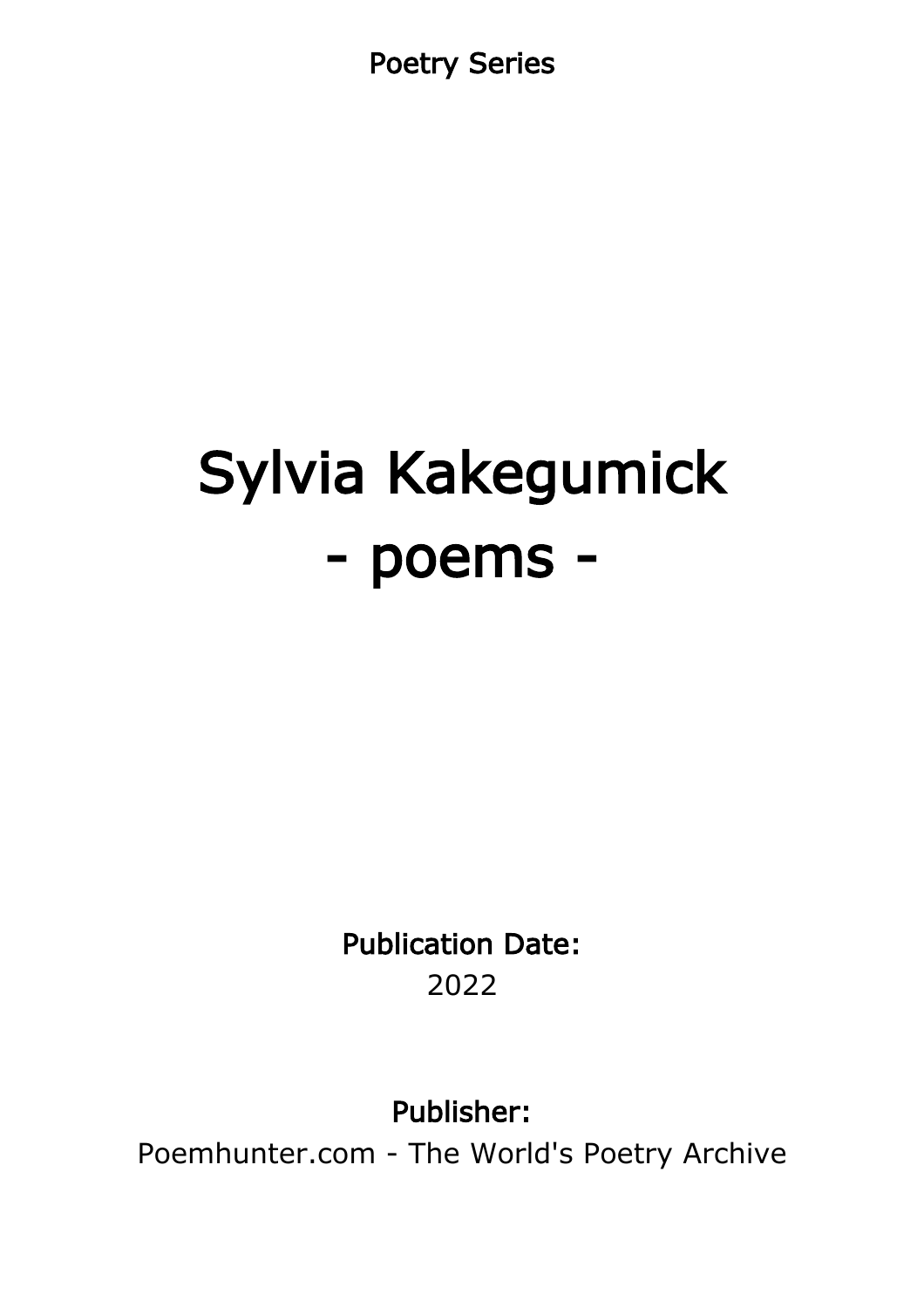Poetry Series

# Sylvia Kakegumick
# - poems -

**Publication Date:**
2022

**Publisher:**
Poemhunter.com - The World's Poetry Archive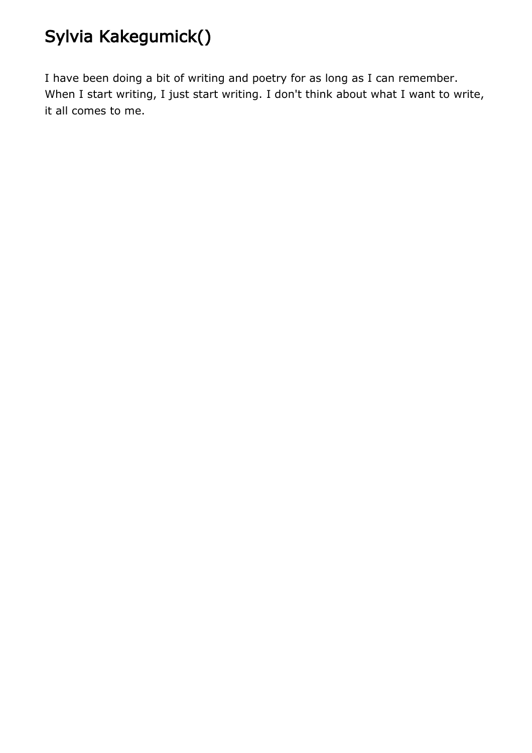# Sylvia Kakegumick()

I have been doing a bit of writing and poetry for as long as I can remember. When I start writing, I just start writing. I don't think about what I want to write, it all comes to me.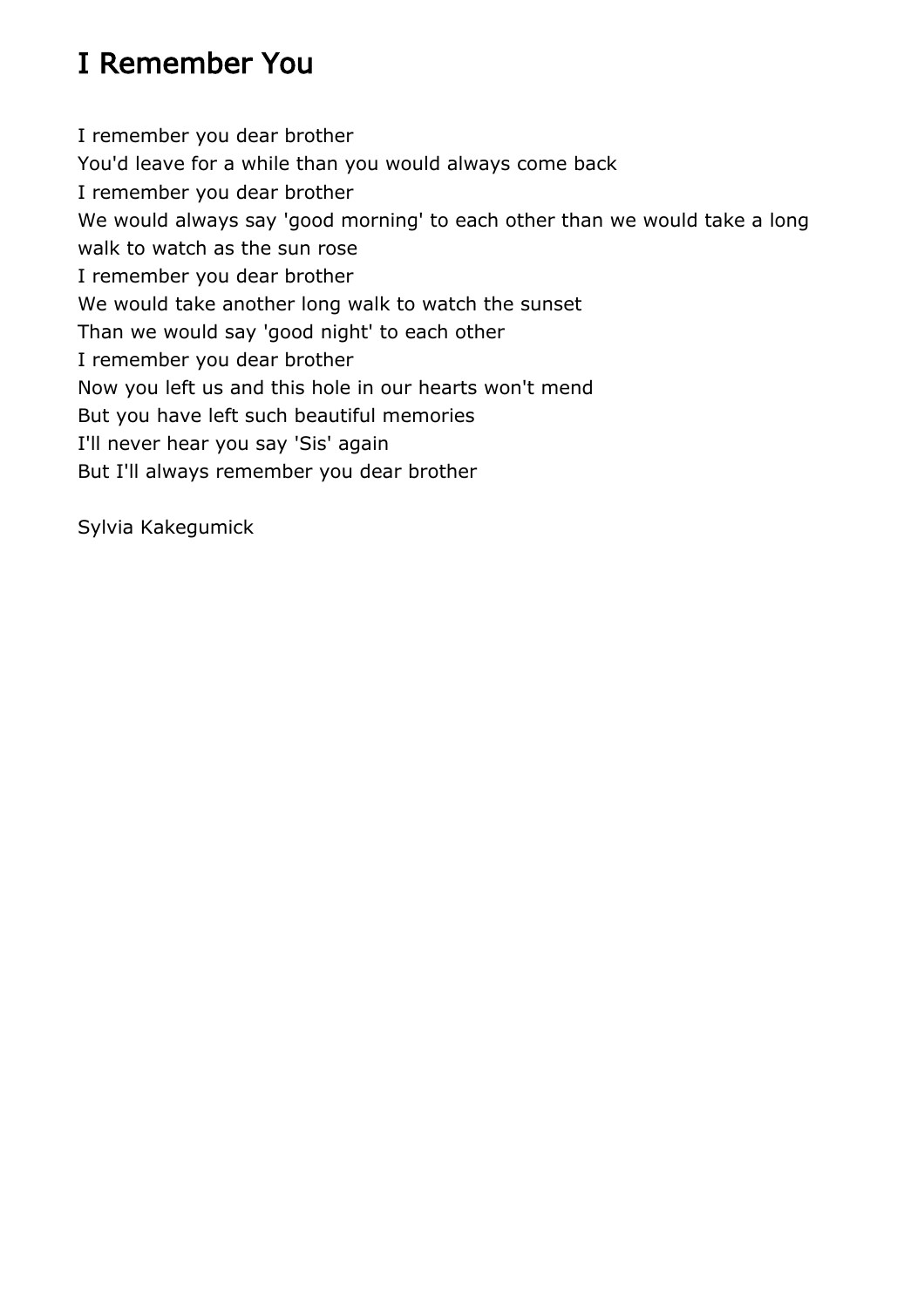# I Remember You

I remember you dear brother  
You'd leave for a while than you would always come back  
I remember you dear brother  
We would always say 'good morning' to each other than we would take a long walk to watch as the sun rose  
I remember you dear brother  
We would take another long walk to watch the sunset  
Than we would say 'good night' to each other  
I remember you dear brother  
Now you left us and this hole in our hearts won't mend  
But you have left such beautiful memories  
I'll never hear you say 'Sis' again  
But I'll always remember you dear brother

Sylvia Kakegumick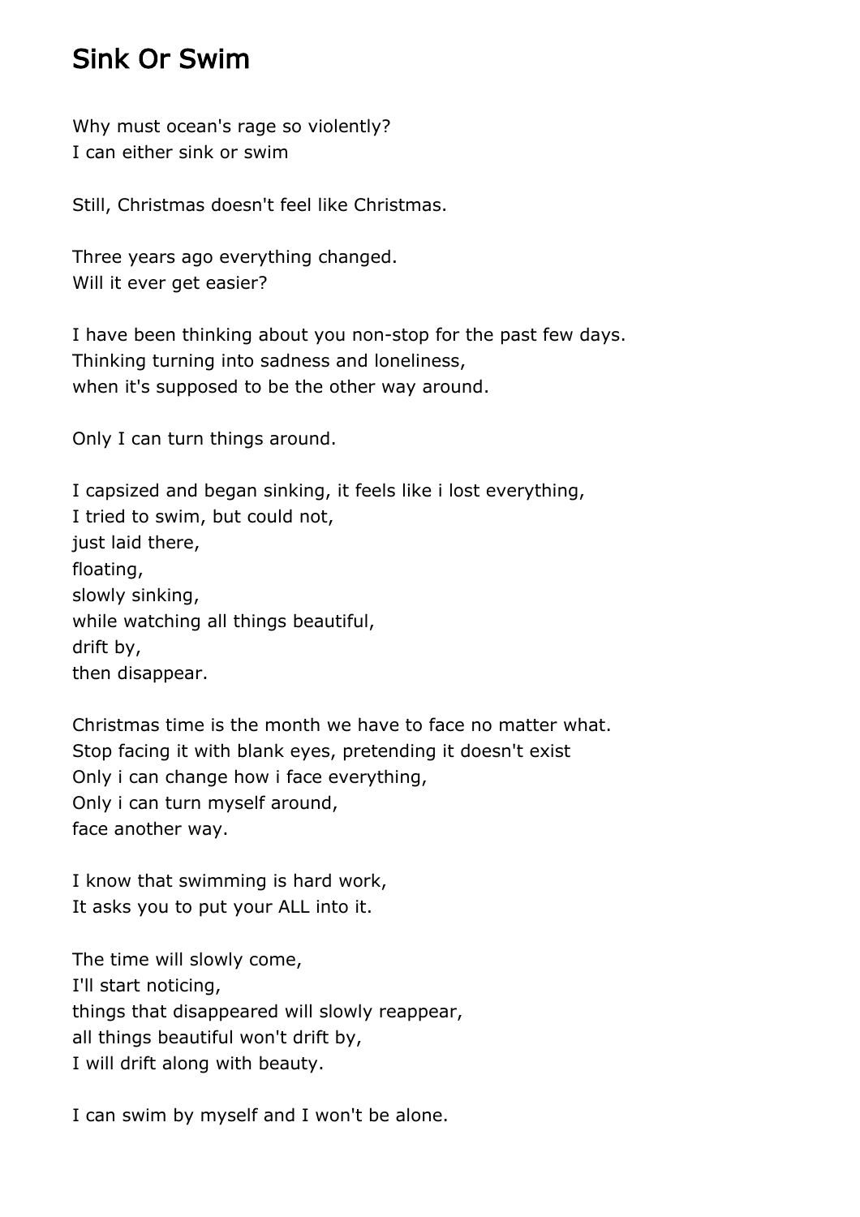# Sink Or Swim

Why must ocean's rage so violently?
I can either sink or swim

Still, Christmas doesn't feel like Christmas.

Three years ago everything changed.
Will it ever get easier?

I have been thinking about you non-stop for the past few days.
Thinking turning into sadness and loneliness,
when it's supposed to be the other way around.

Only I can turn things around.

I capsized and began sinking, it feels like i lost everything,
I tried to swim, but could not,
just laid there,
floating,
slowly sinking,
while watching all things beautiful,
drift by,
then disappear.

Christmas time is the month we have to face no matter what.
Stop facing it with blank eyes, pretending it doesn't exist
Only i can change how i face everything,
Only i can turn myself around,
face another way.

I know that swimming is hard work,
It asks you to put your ALL into it.

The time will slowly come,
I'll start noticing,
things that disappeared will slowly reappear,
all things beautiful won't drift by,
I will drift along with beauty.

I can swim by myself and I won't be alone.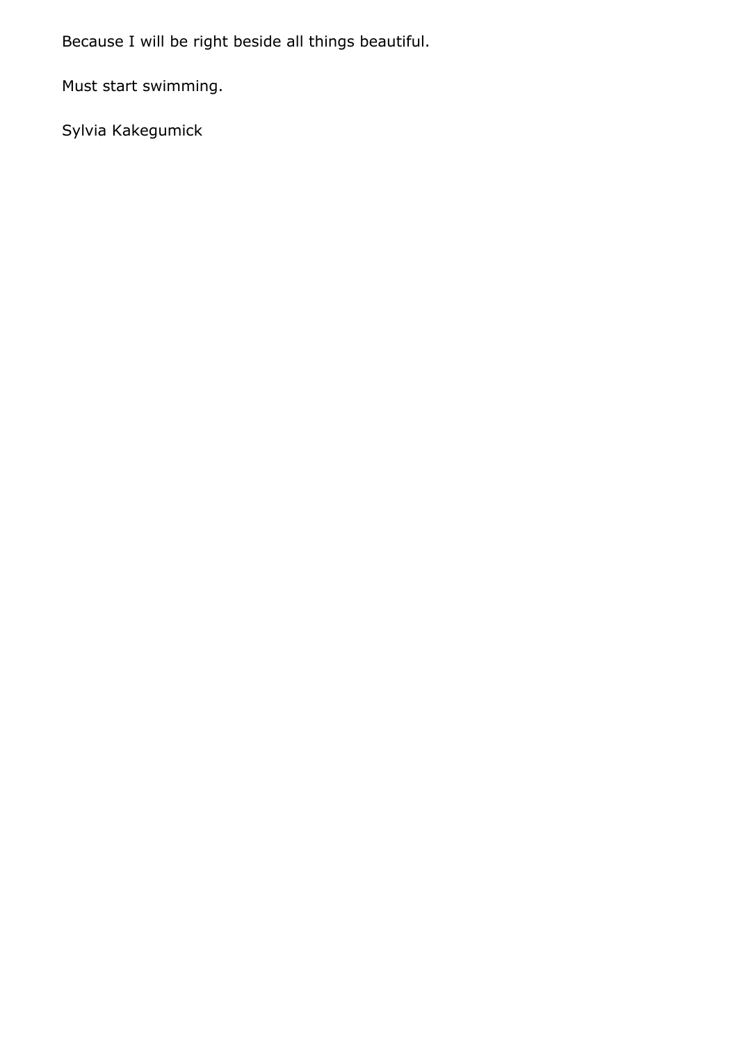Because I will be right beside all things beautiful.

Must start swimming.

Sylvia Kakegumick